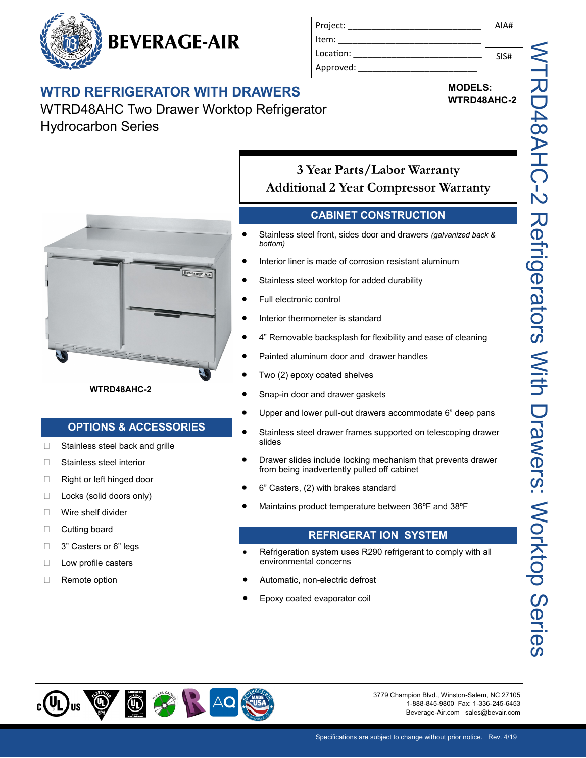# BEVERAGE-AIR

| Project: ____________________ | AIA# |
| --- | --- |
| Item: ____________________ | |
| Location: ____________________ | SIS# |
| Approved: ____________________ | |

## WTRD REFRIGERATOR WITH DRAWERS

WTRD48AHC Two Drawer Worktop Refrigerator
Hydrocarbon Series

**MODELS:**
**WTRD48AHC-2**

WTRD48AHC-2 Refrigerators With Drawers: Worktop Series

**WTRD48AHC-2**

### 3 Year Parts/Labor Warranty
### Additional 2 Year Compressor Warranty

## CABINET CONSTRUCTION

- Stainless steel front, sides door and drawers *(galvanized back & bottom)*
- Interior liner is made of corrosion resistant aluminum
- Stainless steel worktop for added durability
- Full electronic control
- Interior thermometer is standard
- 4" Removable backsplash for flexibility and ease of cleaning
- Painted aluminum door and drawer handles
- Two (2) epoxy coated shelves
- Snap-in door and drawer gaskets
- Upper and lower pull-out drawers accommodate 6" deep pans
- Stainless steel drawer frames supported on telescoping drawer slides
- Drawer slides include locking mechanism that prevents drawer from being inadvertently pulled off cabinet
- 6" Casters, (2) with brakes standard
- Maintains product temperature between 36ºF and 38ºF

## REFRIGERAT ION SYSTEM

- Refrigeration system uses R290 refrigerant to comply with all environmental concerns
- Automatic, non-electric defrost
- Epoxy coated evaporator coil

## OPTIONS & ACCESSORIES

- ☐ Stainless steel back and grille
- ☐ Stainless steel interior
- ☐ Right or left hinged door
- ☐ Locks (solid doors only)
- ☐ Wire shelf divider
- ☐ Cutting board
- ☐ 3" Casters or 6" legs
- ☐ Low profile casters
- ☐ Remote option

3779 Champion Blvd., Winston-Salem, NC 27105
1-888-845-9800 Fax: 1-336-245-6453
Beverage-Air.com sales@bevair.com

Specifications are subject to change without prior notice. Rev. 4/19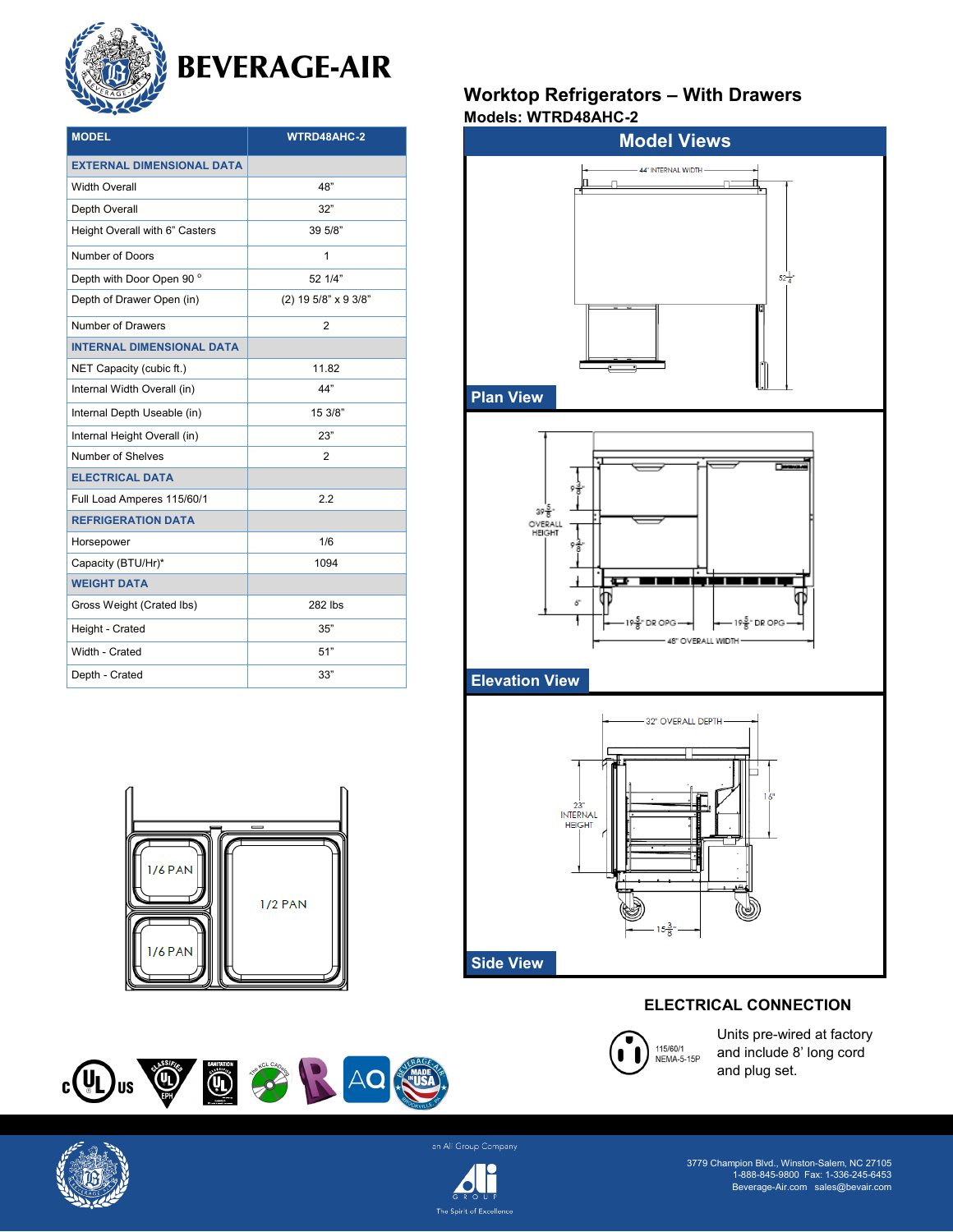# BEVERAGE-AIR

## Worktop Refrigerators – With Drawers

### Models: WTRD48AHC-2

| MODEL | WTRD48AHC-2 |
|---|---|
| **EXTERNAL DIMENSIONAL DATA** | |
| Width Overall | 48" |
| Depth Overall | 32" |
| Height Overall with 6" Casters | 39 5/8" |
| Number of Doors | 1 |
| Depth with Door Open 90 ° | 52 1/4" |
| Depth of Drawer Open (in) | (2) 19 5/8" x 9 3/8" |
| Number of Drawers | 2 |
| **INTERNAL DIMENSIONAL DATA** | |
| NET Capacity (cubic ft.) | 11.82 |
| Internal Width Overall (in) | 44" |
| Internal Depth Useable (in) | 15 3/8" |
| Internal Height Overall (in) | 23" |
| Number of Shelves | 2 |
| **ELECTRICAL DATA** | |
| Full Load Amperes 115/60/1 | 2.2 |
| **REFRIGERATION DATA** | |
| Horsepower | 1/6 |
| Capacity (BTU/Hr)* | 1094 |
| **WEIGHT DATA** | |
| Gross Weight (Crated lbs) | 282 lbs |
| Height - Crated | 35" |
| Width - Crated | 51" |
| Depth - Crated | 33" |

1/6 PAN
1/6 PAN
1/2 PAN

## Model Views

44" INTERNAL WIDTH
52 1/4"

**Plan View**

39 5/8" OVERALL HEIGHT
9 3/8"
9 3/8"
6"
19 5/8" DR OPG
19 5/8" DR OPG
48" OVERALL WIDTH

**Elevation View**

32" OVERALL DEPTH
23" INTERNAL HEIGHT
16"
15 3/8"

**Side View**

## ELECTRICAL CONNECTION

115/60/1
NEMA-5-15P

Units pre-wired at factory and include 8' long cord and plug set.

an Ali Group Company

The Spirit of Excellence

3779 Champion Blvd., Winston-Salem, NC 27105
1-888-845-9800 Fax: 1-336-245-6453
Beverage-Air.com sales@bevair.com